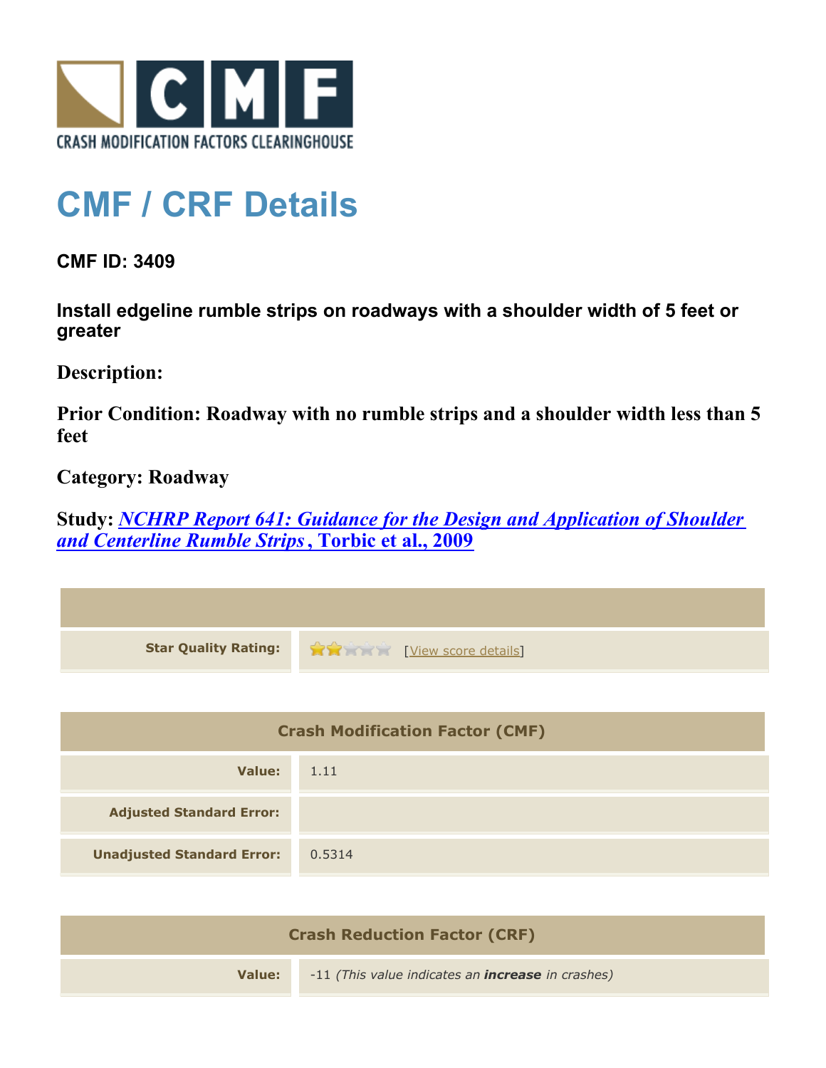CRASH MODIFICATION FACTORS CLEARINGHOUSE

# CMF / CRF Details

**CMF ID: 3409**

**Install edgeline rumble strips on roadways with a shoulder width of 5 feet or greater**

**Description:**

**Prior Condition: Roadway with no rumble strips and a shoulder width less than 5 feet**

**Category: Roadway**

**Study: *NCHRP Report 641: Guidance for the Design and Application of Shoulder and Centerline Rumble Strips*, Torbic et al., 2009**

| | |
|---|---|
| **Star Quality Rating:** | ★★☆☆☆ [View score details] |

| Crash Modification Factor (CMF) | |
|---|---|
| **Value:** | 1.11 |
| **Adjusted Standard Error:** | |
| **Unadjusted Standard Error:** | 0.5314 |

| Crash Reduction Factor (CRF) | |
|---|---|
| **Value:** | -11 *(This value indicates an **increase** in crashes)* |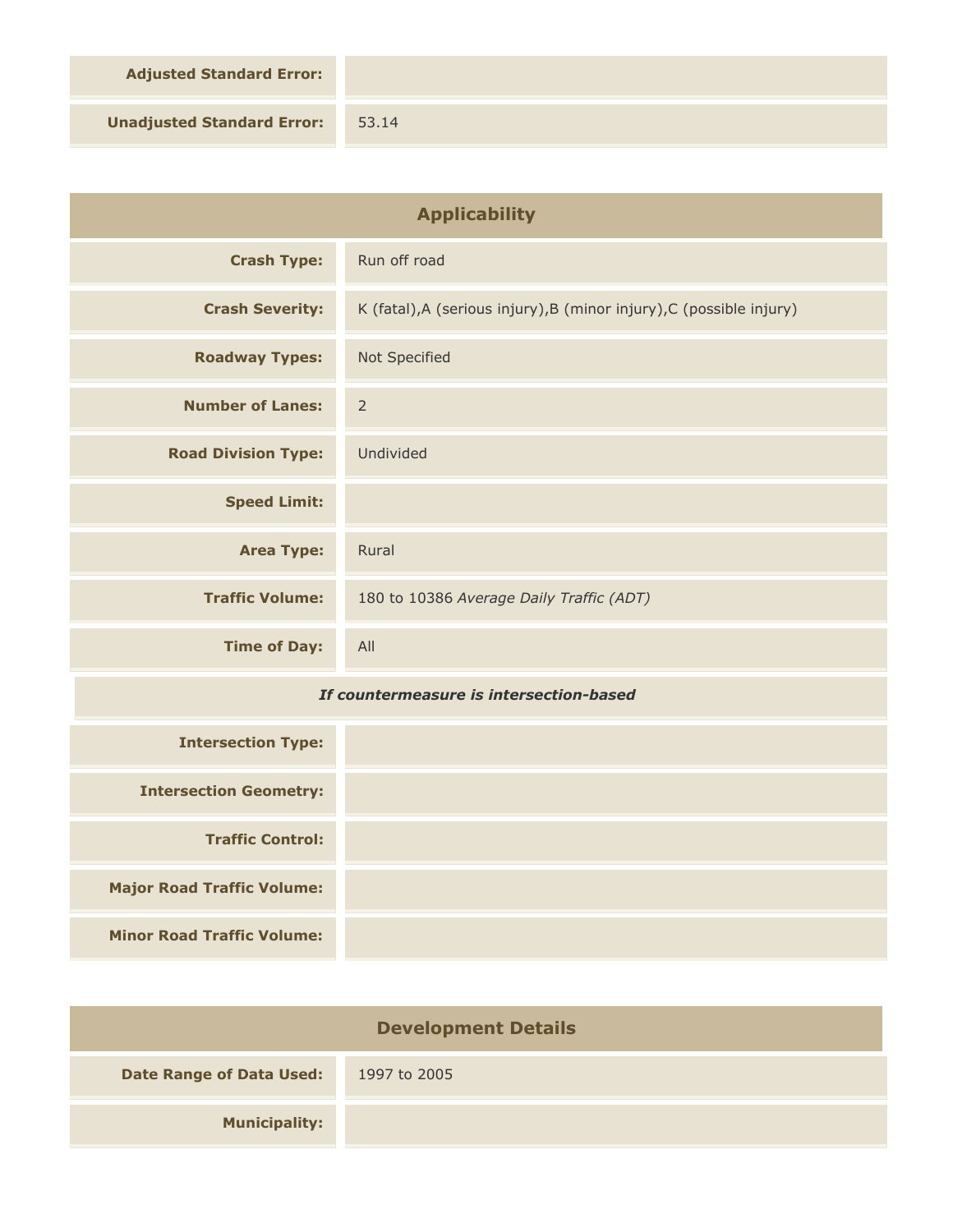| | |
|---|---|
| **Adjusted Standard Error:** | |
| **Unadjusted Standard Error:** | 53.14 |

## Applicability

| | |
|---|---|
| **Crash Type:** | Run off road |
| **Crash Severity:** | K (fatal),A (serious injury),B (minor injury),C (possible injury) |
| **Roadway Types:** | Not Specified |
| **Number of Lanes:** | 2 |
| **Road Division Type:** | Undivided |
| **Speed Limit:** | |
| **Area Type:** | Rural |
| **Traffic Volume:** | 180 to 10386 *Average Daily Traffic (ADT)* |
| **Time of Day:** | All |

***If countermeasure is intersection-based***

| | |
|---|---|
| **Intersection Type:** | |
| **Intersection Geometry:** | |
| **Traffic Control:** | |
| **Major Road Traffic Volume:** | |
| **Minor Road Traffic Volume:** | |

## Development Details

| | |
|---|---|
| **Date Range of Data Used:** | 1997 to 2005 |
| **Municipality:** | |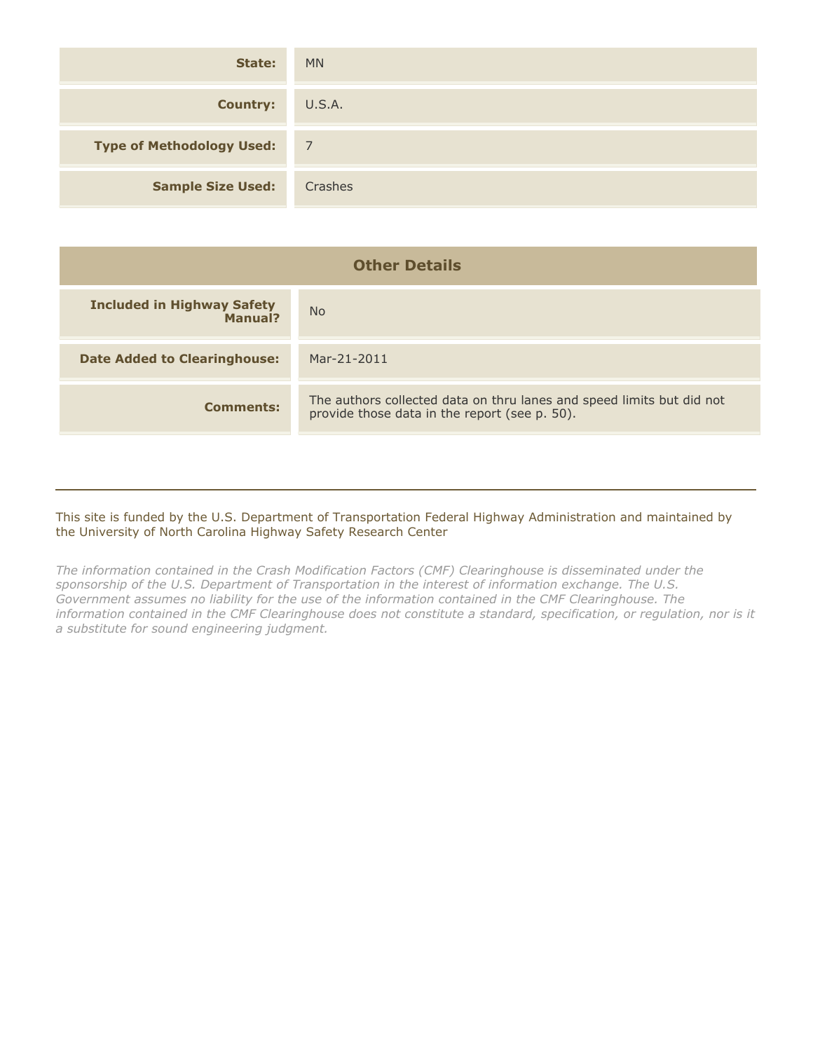| | |
|---|---|
| **State:** | MN |
| **Country:** | U.S.A. |
| **Type of Methodology Used:** | 7 |
| **Sample Size Used:** | Crashes |

## Other Details

| | |
|---|---|
| **Included in Highway Safety Manual?** | No |
| **Date Added to Clearinghouse:** | Mar-21-2011 |
| **Comments:** | The authors collected data on thru lanes and speed limits but did not provide those data in the report (see p. 50). |

---

This site is funded by the U.S. Department of Transportation Federal Highway Administration and maintained by the University of North Carolina Highway Safety Research Center

*The information contained in the Crash Modification Factors (CMF) Clearinghouse is disseminated under the sponsorship of the U.S. Department of Transportation in the interest of information exchange. The U.S. Government assumes no liability for the use of the information contained in the CMF Clearinghouse. The information contained in the CMF Clearinghouse does not constitute a standard, specification, or regulation, nor is it a substitute for sound engineering judgment.*